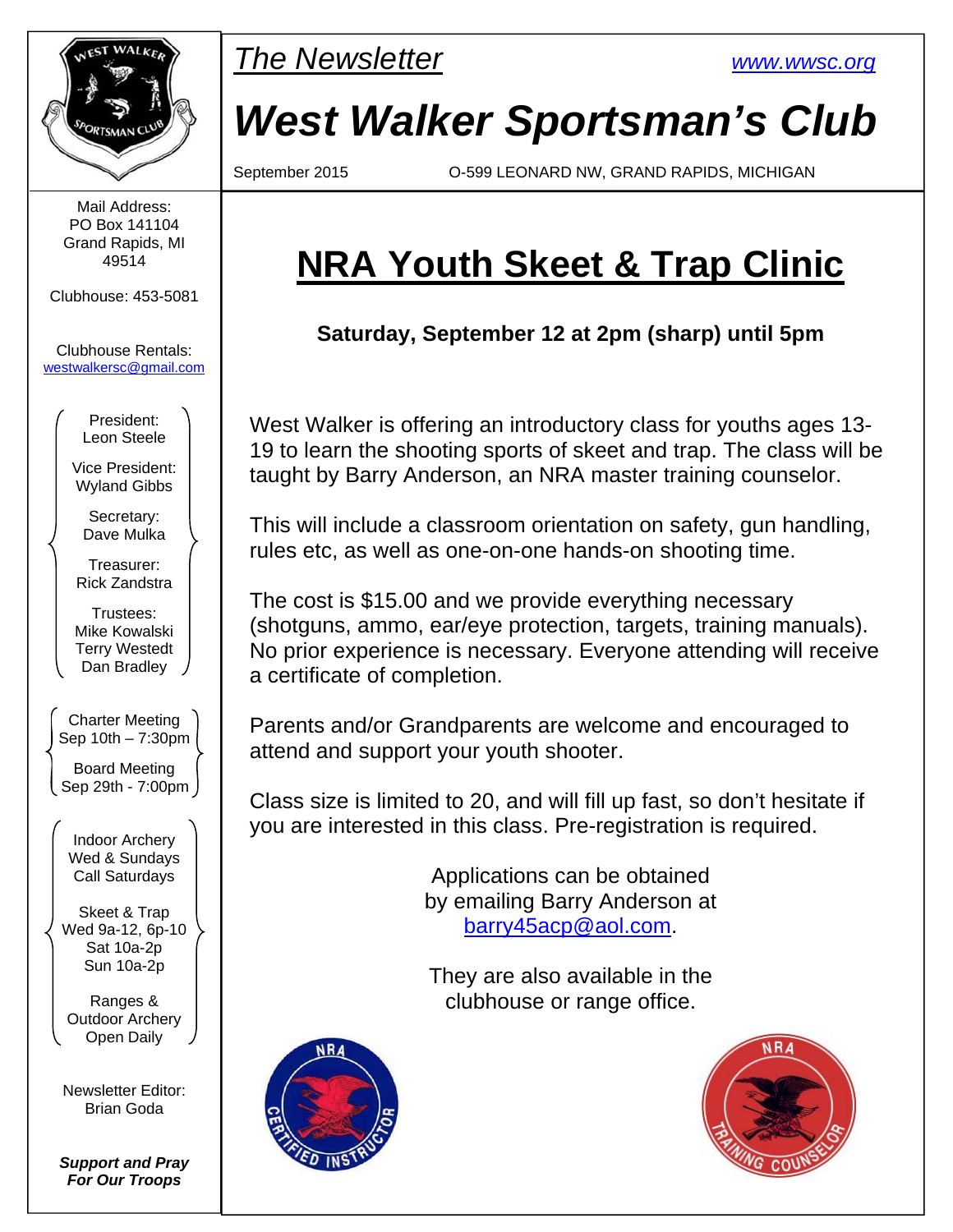*The Newsletter*

www.wwsc.org

# *West Walker Sportsman's Club*

September 2015 O-599 LEONARD NW, GRAND RAPIDS, MICHIGAN

Mail Address:
PO Box 141104
Grand Rapids, MI
49514

Clubhouse: 453-5081

Clubhouse Rentals:
westwalkersc@gmail.com

President:
Leon Steele

Vice President:
Wyland Gibbs

Secretary:
Dave Mulka

Treasurer:
Rick Zandstra

Trustees:
Mike Kowalski
Terry Westedt
Dan Bradley

Charter Meeting
Sep 10th – 7:30pm

Board Meeting
Sep 29th - 7:00pm

Indoor Archery
Wed & Sundays
Call Saturdays

Skeet & Trap
Wed 9a-12, 6p-10
Sat 10a-2p
Sun 10a-2p

Ranges &
Outdoor Archery
Open Daily

Newsletter Editor:
Brian Goda

***Support and Pray For Our Troops***

## NRA Youth Skeet & Trap Clinic

**Saturday, September 12 at 2pm (sharp) until 5pm**

West Walker is offering an introductory class for youths ages 13-19 to learn the shooting sports of skeet and trap. The class will be taught by Barry Anderson, an NRA master training counselor.

This will include a classroom orientation on safety, gun handling, rules etc, as well as one-on-one hands-on shooting time.

The cost is $15.00 and we provide everything necessary (shotguns, ammo, ear/eye protection, targets, training manuals). No prior experience is necessary. Everyone attending will receive a certificate of completion.

Parents and/or Grandparents are welcome and encouraged to attend and support your youth shooter.

Class size is limited to 20, and will fill up fast, so don't hesitate if you are interested in this class. Pre-registration is required.

Applications can be obtained by emailing Barry Anderson at barry45acp@aol.com.

They are also available in the clubhouse or range office.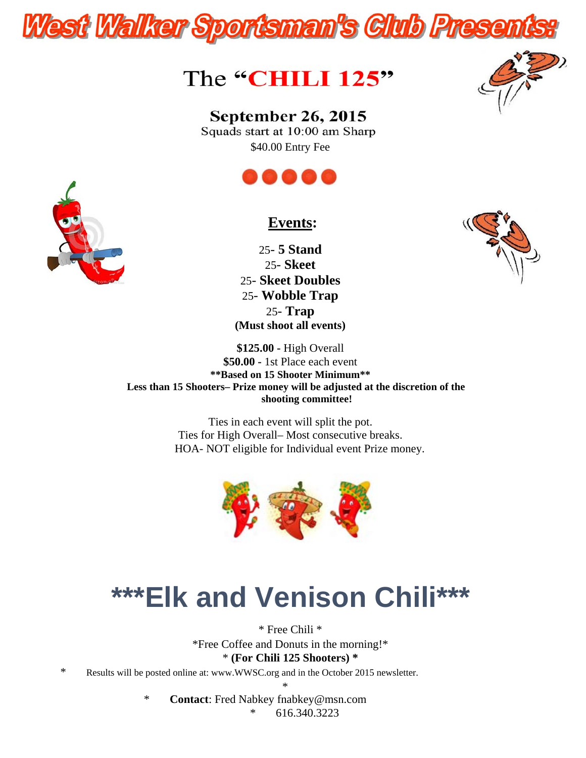# West Walker Sportsman's Club Presents:

## The "CHILI 125"

**September 26, 2015**

Squads start at 10:00 am Sharp

$40.00 Entry Fee

### Events:

25- **5 Stand**
25- **Skeet**
25- **Skeet Doubles**
25- **Wobble Trap**
25- **Trap**
**(Must shoot all events)**

**$125.00 -** High Overall
**$50.00 -** 1st Place each event
**Based on 15 Shooter Minimum**
**Less than 15 Shooters– Prize money will be adjusted at the discretion of the shooting committee!**

Ties in each event will split the pot.
Ties for High Overall– Most consecutive breaks.
HOA- NOT eligible for Individual event Prize money.

# ***Elk and Venison Chili***

* Free Chili *
*Free Coffee and Donuts in the morning!*
* **(For Chili 125 Shooters)** *

* Results will be posted online at: www.WWSC.org and in the October 2015 newsletter.
*
* **Contact**: Fred Nabkey fnabkey@msn.com
* 616.340.3223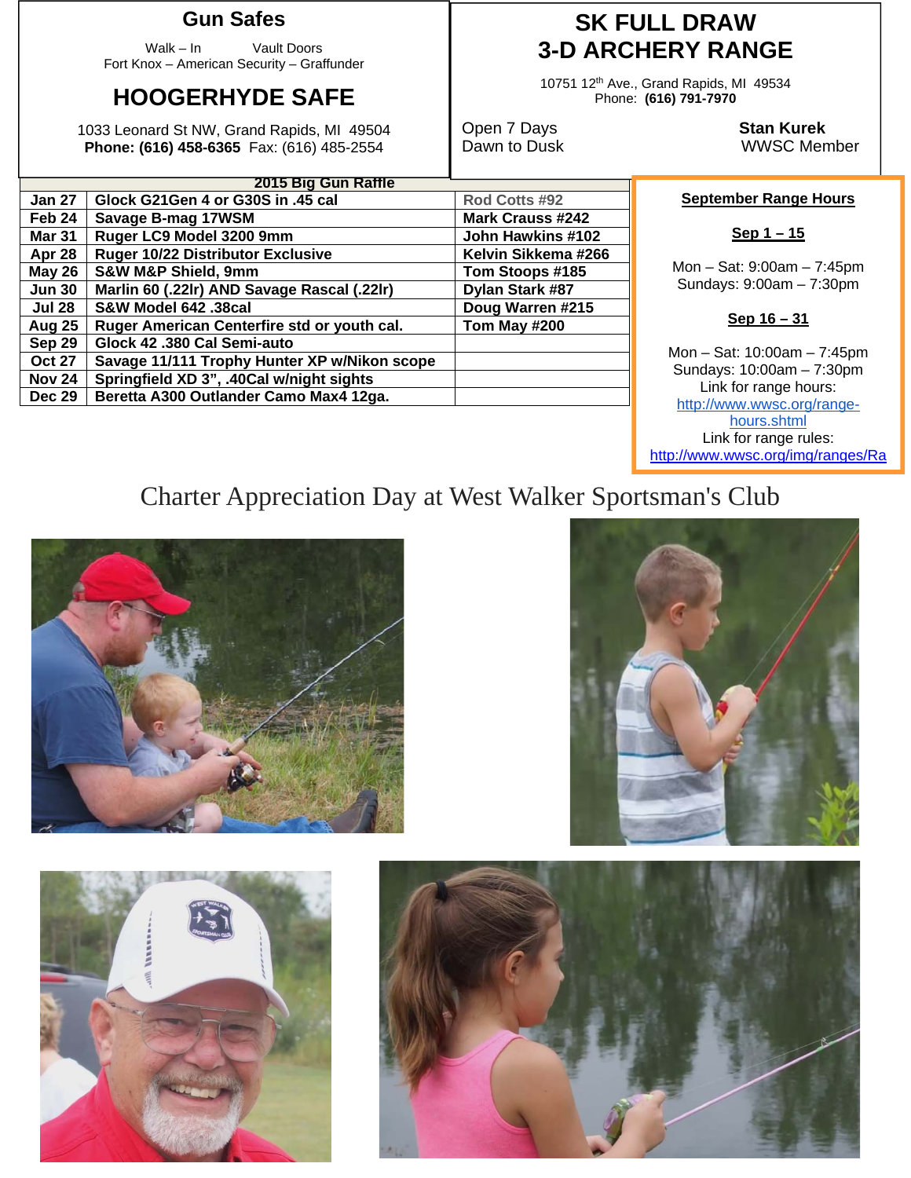## Gun Safes

Walk – In Vault Doors
Fort Knox – American Security – Graffunder

## HOOGERHYDE SAFE

1033 Leonard St NW, Grand Rapids, MI 49504
**Phone: (616) 458-6365** Fax: (616) 485-2554

## SK FULL DRAW 3-D ARCHERY RANGE

10751 12th Ave., Grand Rapids, MI 49534
Phone: **(616) 791-7970**

Open 7 Days
Dawn to Dusk

**Stan Kurek**
WWSC Member

| 2015 Big Gun Raffle | | |
|---|---|---|
| Jan 27 | Glock G21Gen 4 or G30S in .45 cal | Rod Cotts #92 |
| Feb 24 | Savage B-mag 17WSM | Mark Crauss #242 |
| Mar 31 | Ruger LC9 Model 3200 9mm | John Hawkins #102 |
| Apr 28 | Ruger 10/22 Distributor Exclusive | Kelvin Sikkema #266 |
| May 26 | S&W M&P Shield, 9mm | Tom Stoops #185 |
| Jun 30 | Marlin 60 (.22lr) AND Savage Rascal (.22lr) | Dylan Stark #87 |
| Jul 28 | S&W Model 642 .38cal | Doug Warren #215 |
| Aug 25 | Ruger American Centerfire std or youth cal. | Tom May #200 |
| Sep 29 | Glock 42 .380 Cal Semi-auto | |
| Oct 27 | Savage 11/111 Trophy Hunter XP w/Nikon scope | |
| Nov 24 | Springfield XD 3", .40Cal w/night sights | |
| Dec 29 | Beretta A300 Outlander Camo Max4 12ga. | |

**September Range Hours**

**Sep 1 – 15**

Mon – Sat: 9:00am – 7:45pm
Sundays: 9:00am – 7:30pm

**Sep 16 – 31**

Mon – Sat: 10:00am – 7:45pm
Sundays: 10:00am – 7:30pm
Link for range hours:
http://www.wwsc.org/range-hours.shtml
Link for range rules:
http://www.wwsc.org/img/ranges/Ra

# Charter Appreciation Day at West Walker Sportsman's Club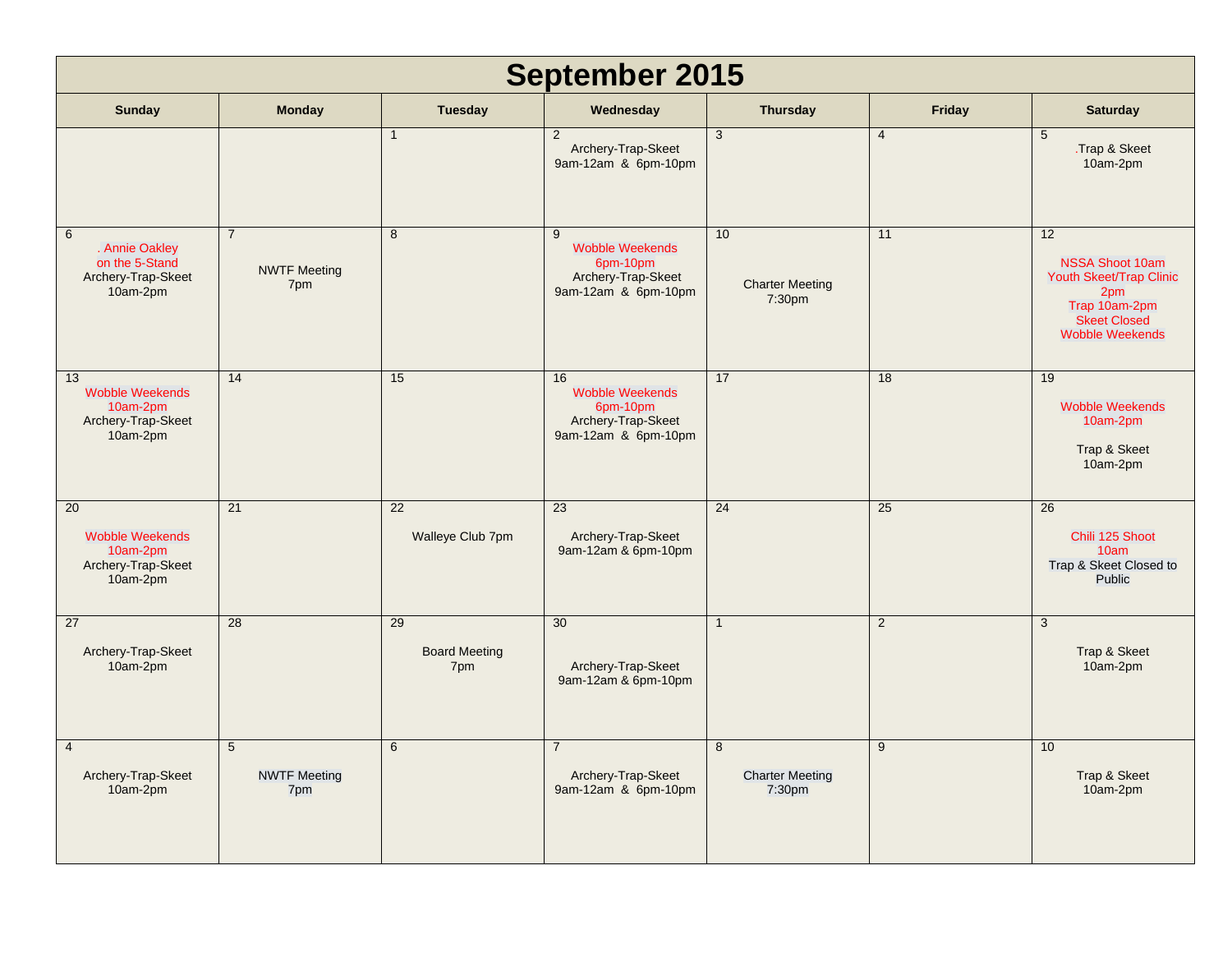# September 2015

| Sunday | Monday | Tuesday | Wednesday | Thursday | Friday | Saturday |
|---|---|---|---|---|---|---|
| | | 1 | 2 Archery-Trap-Skeet 9am-12am & 6pm-10pm | 3 | 4 | 5 .Trap & Skeet 10am-2pm |
| 6 . Annie Oakley on the 5-Stand Archery-Trap-Skeet 10am-2pm | 7 NWTF Meeting 7pm | 8 | 9 Wobble Weekends 6pm-10pm Archery-Trap-Skeet 9am-12am & 6pm-10pm | 10 Charter Meeting 7:30pm | 11 | 12 NSSA Shoot 10am Youth Skeet/Trap Clinic 2pm Trap 10am-2pm Skeet Closed Wobble Weekends |
| 13 Wobble Weekends 10am-2pm Archery-Trap-Skeet 10am-2pm | 14 | 15 | 16 Wobble Weekends 6pm-10pm Archery-Trap-Skeet 9am-12am & 6pm-10pm | 17 | 18 | 19 Wobble Weekends 10am-2pm Trap & Skeet 10am-2pm |
| 20 Wobble Weekends 10am-2pm Archery-Trap-Skeet 10am-2pm | 21 | 22 Walleye Club 7pm | 23 Archery-Trap-Skeet 9am-12am & 6pm-10pm | 24 | 25 | 26 Chili 125 Shoot 10am Trap & Skeet Closed to Public |
| 27 Archery-Trap-Skeet 10am-2pm | 28 | 29 Board Meeting 7pm | 30 Archery-Trap-Skeet 9am-12am & 6pm-10pm | 1 | 2 | 3 Trap & Skeet 10am-2pm |
| 4 Archery-Trap-Skeet 10am-2pm | 5 NWTF Meeting 7pm | 6 | 7 Archery-Trap-Skeet 9am-12am & 6pm-10pm | 8 Charter Meeting 7:30pm | 9 | 10 Trap & Skeet 10am-2pm |